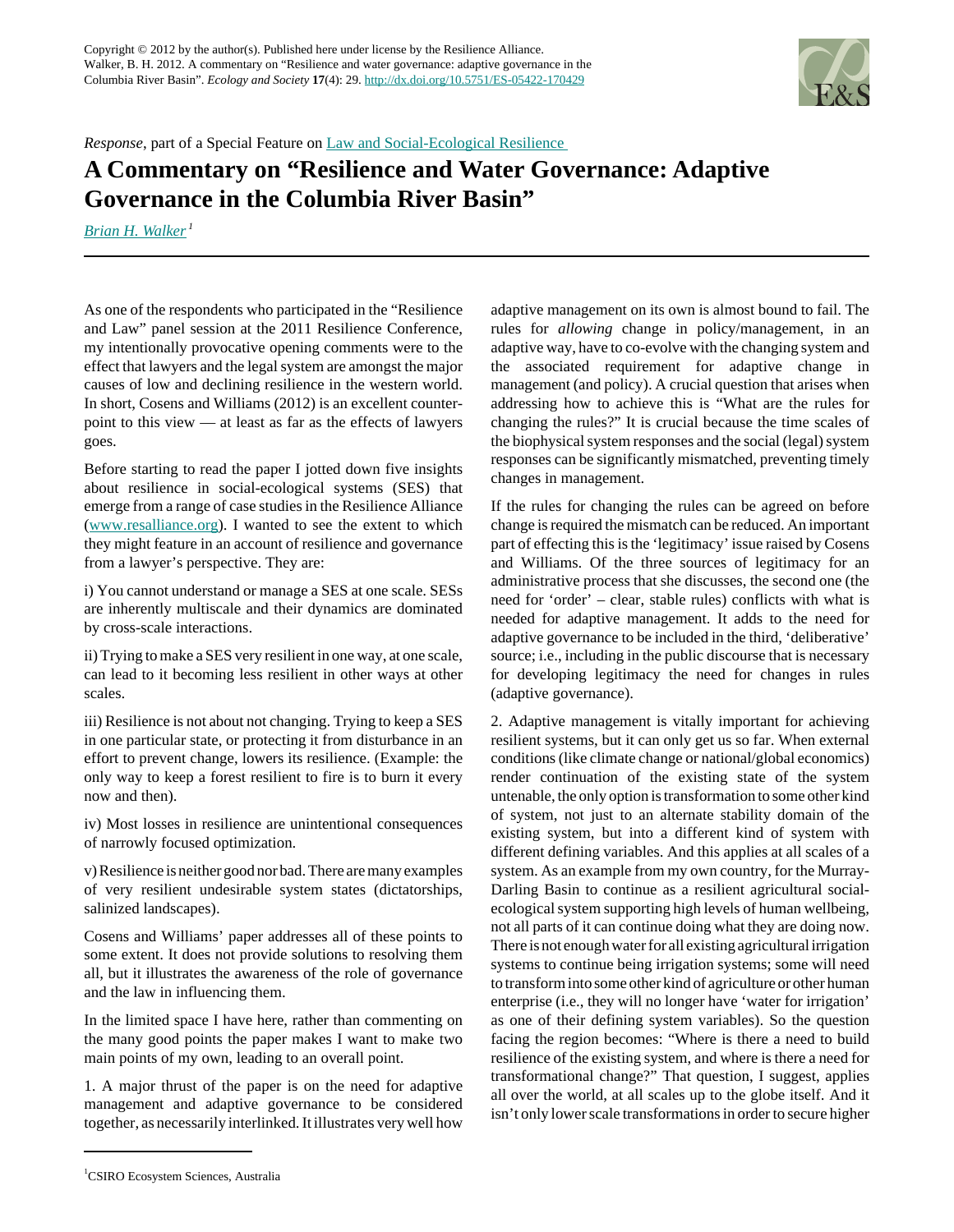Copyright © 2012 by the author(s). Published here under license by the Resilience Alliance.
Walker, B. H. 2012. A commentary on "Resilience and water governance: adaptive governance in the Columbia River Basin". *Ecology and Society* **17**(4): 29. http://dx.doi.org/10.5751/ES-05422-170429

*Response*, part of a Special Feature on Law and Social-Ecological Resilience

# A Commentary on "Resilience and Water Governance: Adaptive Governance in the Columbia River Basin"

*Brian H. Walker* [1]

As one of the respondents who participated in the "Resilience and Law" panel session at the 2011 Resilience Conference, my intentionally provocative opening comments were to the effect that lawyers and the legal system are amongst the major causes of low and declining resilience in the western world. In short, Cosens and Williams (2012) is an excellent counter-point to this view — at least as far as the effects of lawyers goes.

Before starting to read the paper I jotted down five insights about resilience in social-ecological systems (SES) that emerge from a range of case studies in the Resilience Alliance (www.resalliance.org). I wanted to see the extent to which they might feature in an account of resilience and governance from a lawyer's perspective. They are:

i) You cannot understand or manage a SES at one scale. SESs are inherently multiscale and their dynamics are dominated by cross-scale interactions.

ii) Trying to make a SES very resilient in one way, at one scale, can lead to it becoming less resilient in other ways at other scales.

iii) Resilience is not about not changing. Trying to keep a SES in one particular state, or protecting it from disturbance in an effort to prevent change, lowers its resilience. (Example: the only way to keep a forest resilient to fire is to burn it every now and then).

iv) Most losses in resilience are unintentional consequences of narrowly focused optimization.

v) Resilience is neither good nor bad. There are many examples of very resilient undesirable system states (dictatorships, salinized landscapes).

Cosens and Williams' paper addresses all of these points to some extent. It does not provide solutions to resolving them all, but it illustrates the awareness of the role of governance and the law in influencing them.

In the limited space I have here, rather than commenting on the many good points the paper makes I want to make two main points of my own, leading to an overall point.

1. A major thrust of the paper is on the need for adaptive management and adaptive governance to be considered together, as necessarily interlinked. It illustrates very well how adaptive management on its own is almost bound to fail. The rules for *allowing* change in policy/management, in an adaptive way, have to co-evolve with the changing system and the associated requirement for adaptive change in management (and policy). A crucial question that arises when addressing how to achieve this is "What are the rules for changing the rules?" It is crucial because the time scales of the biophysical system responses and the social (legal) system responses can be significantly mismatched, preventing timely changes in management.

If the rules for changing the rules can be agreed on before change is required the mismatch can be reduced. An important part of effecting this is the 'legitimacy' issue raised by Cosens and Williams. Of the three sources of legitimacy for an administrative process that she discusses, the second one (the need for 'order' – clear, stable rules) conflicts with what is needed for adaptive management. It adds to the need for adaptive governance to be included in the third, 'deliberative' source; i.e., including in the public discourse that is necessary for developing legitimacy the need for changes in rules (adaptive governance).

2. Adaptive management is vitally important for achieving resilient systems, but it can only get us so far. When external conditions (like climate change or national/global economics) render continuation of the existing state of the system untenable, the only option is transformation to some other kind of system, not just to an alternate stability domain of the existing system, but into a different kind of system with different defining variables. And this applies at all scales of a system. As an example from my own country, for the Murray-Darling Basin to continue as a resilient agricultural social-ecological system supporting high levels of human wellbeing, not all parts of it can continue doing what they are doing now. There is not enough water for all existing agricultural irrigation systems to continue being irrigation systems; some will need to transform into some other kind of agriculture or other human enterprise (i.e., they will no longer have 'water for irrigation' as one of their defining system variables). So the question facing the region becomes: "Where is there a need to build resilience of the existing system, and where is there a need for transformational change?" That question, I suggest, applies all over the world, at all scales up to the globe itself. And it isn't only lower scale transformations in order to secure higher

[1] CSIRO Ecosystem Sciences, Australia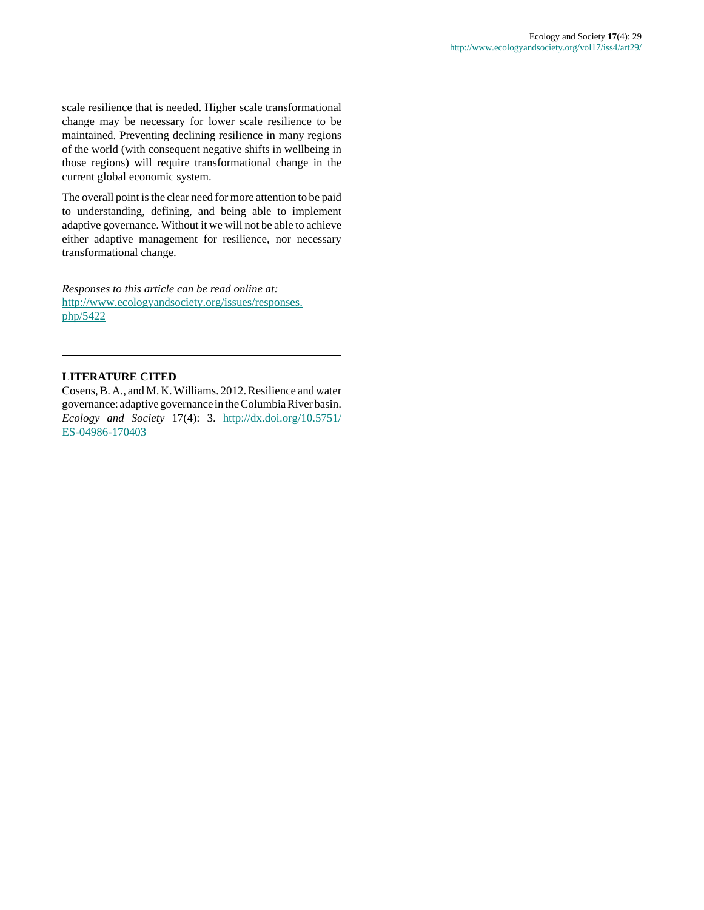scale resilience that is needed. Higher scale transformational change may be necessary for lower scale resilience to be maintained. Preventing declining resilience in many regions of the world (with consequent negative shifts in wellbeing in those regions) will require transformational change in the current global economic system.

The overall point is the clear need for more attention to be paid to understanding, defining, and being able to implement adaptive governance. Without it we will not be able to achieve either adaptive management for resilience, nor necessary transformational change.

*Responses to this article can be read online at:*
http://www.ecologyandsociety.org/issues/responses.php/5422

---

## LITERATURE CITED

Cosens, B. A., and M. K. Williams. 2012. Resilience and water governance: adaptive governance in the Columbia River basin. *Ecology and Society* 17(4): 3. http://dx.doi.org/10.5751/ES-04986-170403